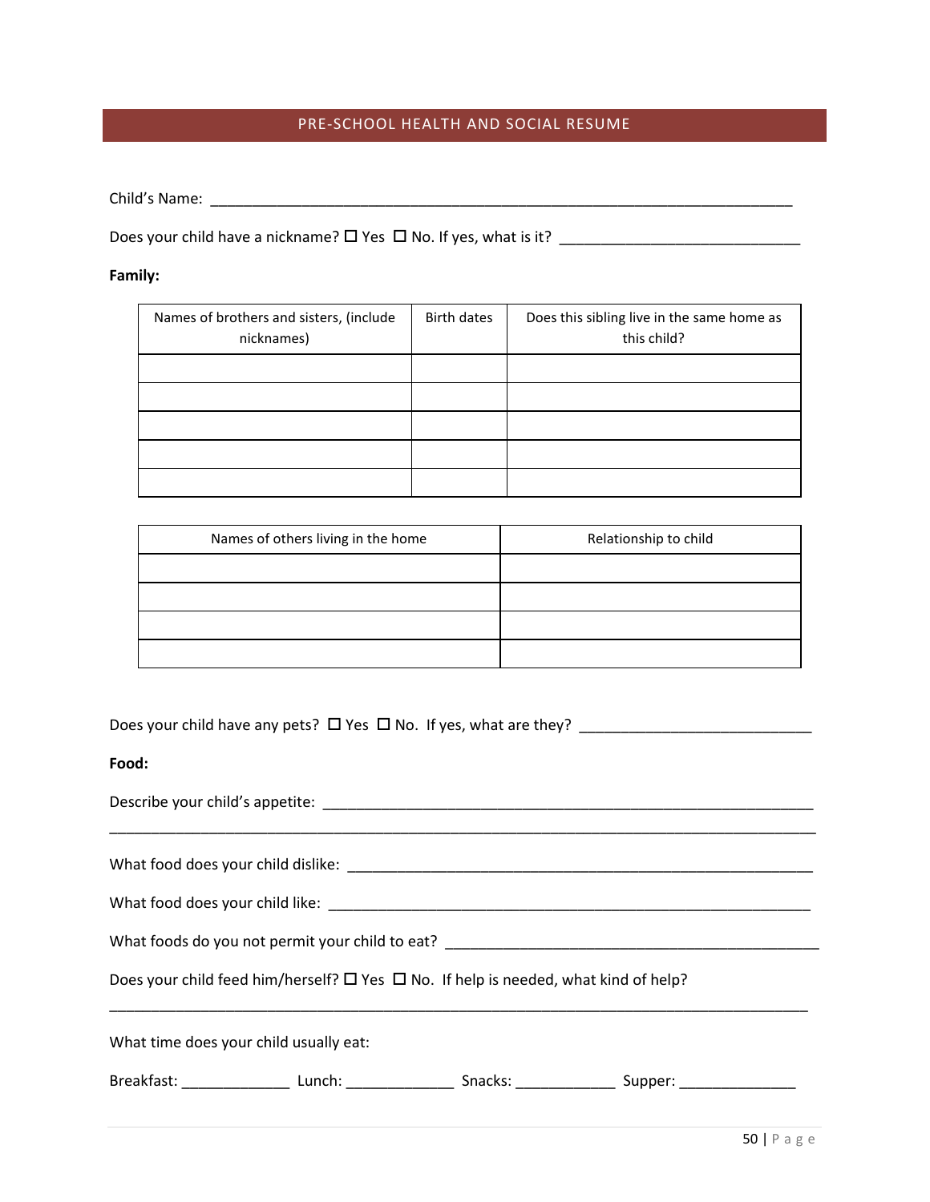# PRE-SCHOOL HEALTH AND SOCIAL RESUME

Child's Name: ___________________________________________________________________________

Does your child have a nickname? ☐ Yes ☐ No. If yes, what is it? ______________________________

**Family:**

| Names of brothers and sisters, (include nicknames) | Birth dates | Does this sibling live in the same home as this child? |
|---|---|---|
| | | |
| | | |
| | | |
| | | |
| | | |

| Names of others living in the home | Relationship to child |
|---|---|
| | |
| | |
| | |
| | |

Does your child have any pets? ☐ Yes ☐ No. If yes, what are they? _____________________________

**Food:**

Describe your child's appetite: _______________________________________________________________

_________________________________________________________________________________________

What food does your child dislike: ____________________________________________________________

What food does your child like: ______________________________________________________________

What foods do you not permit your child to eat? ________________________________________________

Does your child feed him/herself? ☐ Yes ☐ No. If help is needed, what kind of help?

_________________________________________________________________________________________

What time does your child usually eat:

Breakfast: _____________ Lunch: _____________ Snacks: ____________ Supper: ______________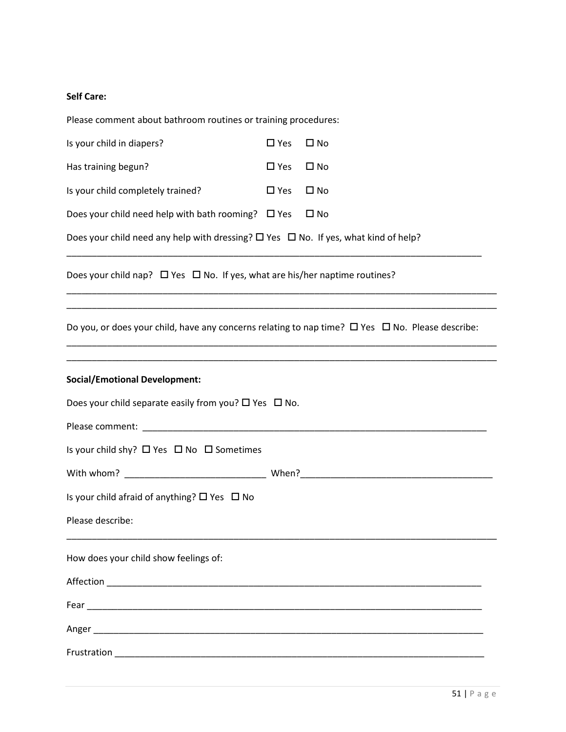**Self Care:**

Please comment about bathroom routines or training procedures:

Is your child in diapers? ☐ Yes ☐ No

Has training begun? ☐ Yes ☐ No

Is your child completely trained? ☐ Yes ☐ No

Does your child need help with bath rooming? ☐ Yes ☐ No

Does your child need any help with dressing? ☐ Yes ☐ No. If yes, what kind of help?

_______________________________________________________________________________

Does your child nap? ☐ Yes ☐ No. If yes, what are his/her naptime routines?

_______________________________________________________________________________

_______________________________________________________________________________

Do you, or does your child, have any concerns relating to nap time? ☐ Yes ☐ No. Please describe:

_______________________________________________________________________________

_______________________________________________________________________________

**Social/Emotional Development:**

Does your child separate easily from you? ☐ Yes ☐ No.

Please comment: _______________________________________________________________

Is your child shy? ☐ Yes ☐ No ☐ Sometimes

With whom? ___________________________ When?_____________________________________

Is your child afraid of anything? ☐ Yes ☐ No

Please describe:

_______________________________________________________________________________

How does your child show feelings of:

Affection _____________________________________________________________________

Fear _________________________________________________________________________

Anger ________________________________________________________________________

Frustration ___________________________________________________________________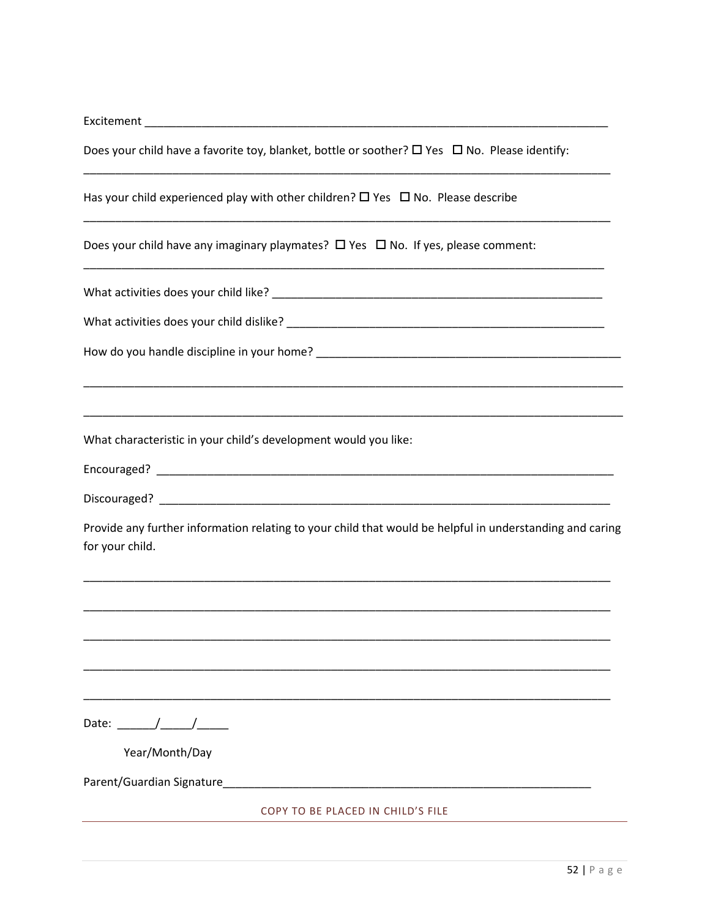Excitement ___________________________________________________________________________

Does your child have a favorite toy, blanket, bottle or soother? ☐ Yes ☐ No. Please identify:

_____________________________________________________________________________________

Has your child experienced play with other children? ☐ Yes ☐ No. Please describe

_____________________________________________________________________________________

Does your child have any imaginary playmates? ☐ Yes ☐ No. If yes, please comment:

_____________________________________________________________________________________

What activities does your child like? _____________________________________________________

What activities does your child dislike? ___________________________________________________

How do you handle discipline in your home? ________________________________________________

_____________________________________________________________________________________

_____________________________________________________________________________________

What characteristic in your child's development would you like:

Encouraged? ________________________________________________________________________

Discouraged? _______________________________________________________________________

Provide any further information relating to your child that would be helpful in understanding and caring for your child.

_____________________________________________________________________________________

_____________________________________________________________________________________

_____________________________________________________________________________________

_____________________________________________________________________________________

_____________________________________________________________________________________

Date: ______/_____/_____

Year/Month/Day

Parent/Guardian Signature____________________________________________________________

COPY TO BE PLACED IN CHILD'S FILE